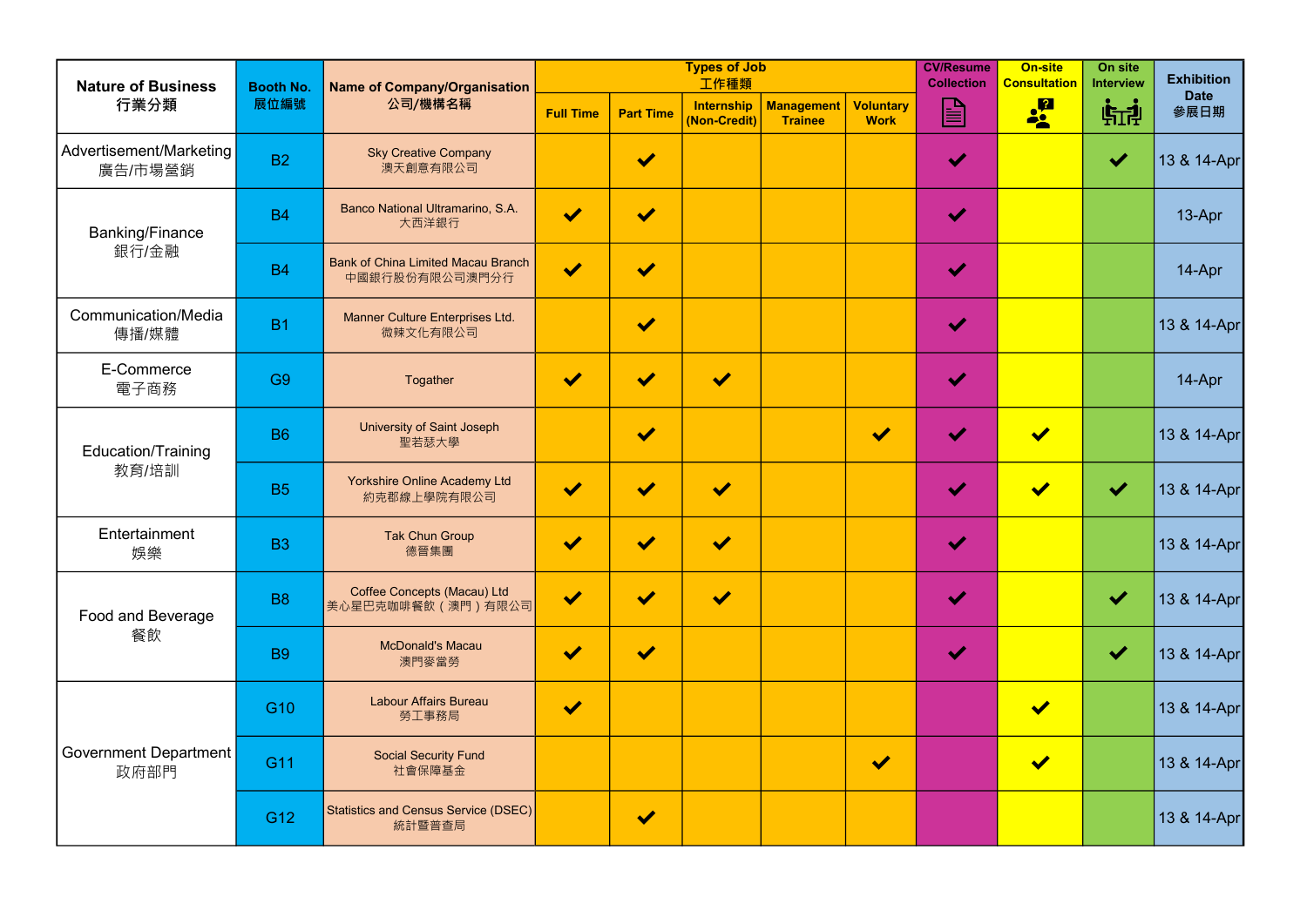| Nature of Business 行業分類 | Booth No. 展位編號 | Name of Company/Organisation 公司/機構名稱 | Types of Job 工作種類 | | | | | CV/Resume Collection | On-site Consultation | On site Interview | Exhibition Date 參展日期 |
|---|---|---|---|---|---|---|---|---|---|---|---|
| | | | Full Time | Part Time | Internship (Non-Credit) | Management Trainee | Voluntary Work | | | | |
| Advertisement/Marketing 廣告/市場營銷 | B2 | Sky Creative Company 澳天創意有限公司 | | ✔ | | | | ✔ | | ✔ | 13 & 14-Apr |
| Banking/Finance 銀行/金融 | B4 | Banco National Ultramarino, S.A. 大西洋銀行 | ✔ | ✔ | | | | ✔ | | | 13-Apr |
| | B4 | Bank of China Limited Macau Branch 中國銀行股份有限公司澳門分行 | ✔ | ✔ | | | | ✔ | | | 14-Apr |
| Communication/Media 傳播/媒體 | B1 | Manner Culture Enterprises Ltd. 微辣文化有限公司 | | ✔ | | | | ✔ | | | 13 & 14-Apr |
| E-Commerce 電子商務 | G9 | Togather | ✔ | ✔ | ✔ | | | ✔ | | | 14-Apr |
| Education/Training 教育/培訓 | B6 | University of Saint Joseph 聖若瑟大學 | | ✔ | | | ✔ | ✔ | ✔ | | 13 & 14-Apr |
| | B5 | Yorkshire Online Academy Ltd 約克郡線上學院有限公司 | ✔ | ✔ | ✔ | | | ✔ | ✔ | ✔ | 13 & 14-Apr |
| Entertainment 娛樂 | B3 | Tak Chun Group 德晉集團 | ✔ | ✔ | ✔ | | | ✔ | | | 13 & 14-Apr |
| Food and Beverage 餐飲 | B8 | Coffee Concepts (Macau) Ltd 美心星巴克咖啡餐飲（澳門）有限公司 | ✔ | ✔ | ✔ | | | ✔ | | ✔ | 13 & 14-Apr |
| | B9 | McDonald's Macau 澳門麥當勞 | ✔ | ✔ | | | | ✔ | | ✔ | 13 & 14-Apr |
| Government Department 政府部門 | G10 | Labour Affairs Bureau 勞工事務局 | ✔ | | | | | | ✔ | | 13 & 14-Apr |
| | G11 | Social Security Fund 社會保障基金 | | | | | ✔ | | ✔ | | 13 & 14-Apr |
| | G12 | Statistics and Census Service (DSEC) 統計暨普查局 | | ✔ | | | | | | | 13 & 14-Apr |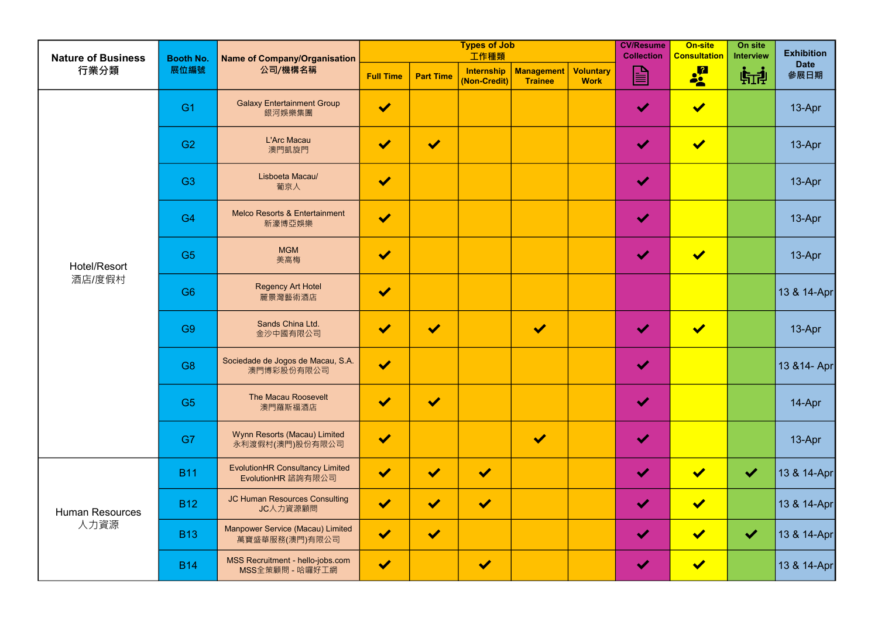| Nature of Business 行業分類 | Booth No. 展位編號 | Name of Company/Organisation 公司/機構名稱 | Types of Job 工作種類 | | | | | CV/Resume Collection | On-site Consultation | On site Interview | Exhibition Date 參展日期 |
|---|---|---|---|---|---|---|---|---|---|---|---|
| | | | Full Time | Part Time | Internship (Non-Credit) | Management Trainee | Voluntary Work | | | | |
| Hotel/Resort 酒店/度假村 | G1 | Galaxy Entertainment Group 銀河娛樂集團 | ✔ | | | | | ✔ | ✔ | | 13-Apr |
| | G2 | L'Arc Macau 澳門凱旋門 | ✔ | ✔ | | | | ✔ | ✔ | | 13-Apr |
| | G3 | Lisboeta Macau/ 葡京人 | ✔ | | | | | ✔ | | | 13-Apr |
| | G4 | Melco Resorts & Entertainment 新濠博亞娛樂 | ✔ | | | | | ✔ | | | 13-Apr |
| | G5 | MGM 美高梅 | ✔ | | | | | ✔ | ✔ | | 13-Apr |
| | G6 | Regency Art Hotel 麗景灣藝術酒店 | ✔ | | | | | | | | 13 & 14-Apr |
| | G9 | Sands China Ltd. 金沙中國有限公司 | ✔ | ✔ | | ✔ | | ✔ | ✔ | | 13-Apr |
| | G8 | Sociedade de Jogos de Macau, S.A. 澳門博彩股份有限公司 | ✔ | | | | | ✔ | | | 13 &14- Apr |
| | G5 | The Macau Roosevelt 澳門羅斯福酒店 | ✔ | ✔ | | | | ✔ | | | 14-Apr |
| | G7 | Wynn Resorts (Macau) Limited 永利渡假村(澳門)股份有限公司 | ✔ | | | ✔ | | ✔ | | | 13-Apr |
| Human Resources 人力資源 | B11 | EvolutionHR Consultancy Limited EvolutionHR 諮詢有限公司 | ✔ | ✔ | ✔ | | | ✔ | ✔ | ✔ | 13 & 14-Apr |
| | B12 | JC Human Resources Consulting JC人力資源顧問 | ✔ | ✔ | ✔ | | | ✔ | ✔ | | 13 & 14-Apr |
| | B13 | Manpower Service (Macau) Limited 萬寶盛華服務(澳門)有限公司 | ✔ | ✔ | | | | ✔ | ✔ | ✔ | 13 & 14-Apr |
| | B14 | MSS Recruitment - hello-jobs.com MSS全策顧問 - 哈囉好工網 | ✔ | | ✔ | | | ✔ | ✔ | | 13 & 14-Apr |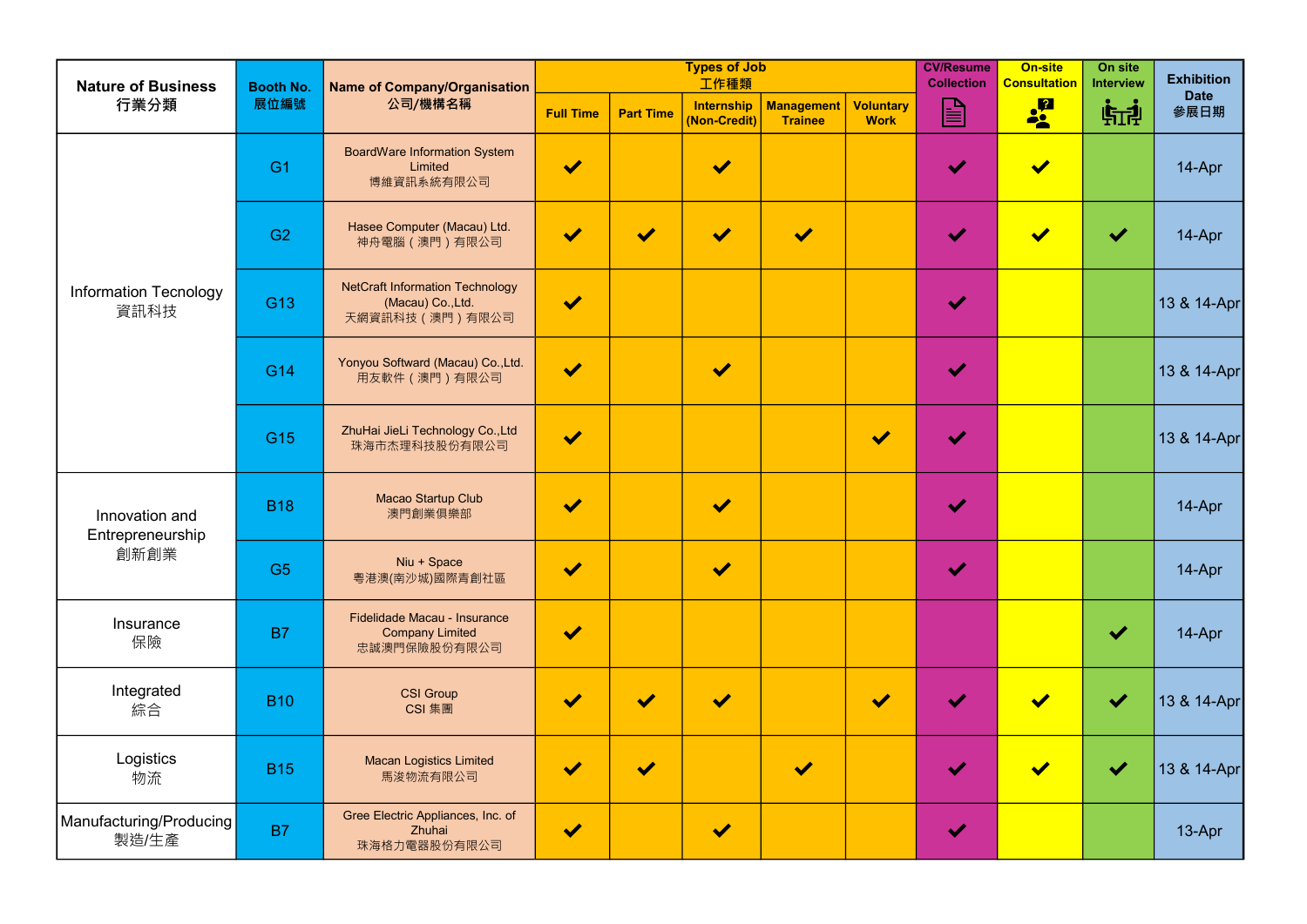| Nature of Business 行業分類 | Booth No. 展位編號 | Name of Company/Organisation 公司/機構名稱 | Types of Job 工作種類 | | | | | CV/Resume Collection | On-site Consultation | On site Interview | Exhibition Date 參展日期 |
|---|---|---|---|---|---|---|---|---|---|---|---|
| | | | Full Time | Part Time | Internship (Non-Credit) | Management Trainee | Voluntary Work | | | | |
| Information Tecnology 資訊科技 | G1 | BoardWare Information System Limited 博維資訊系統有限公司 | ✔ | | ✔ | | | ✔ | ✔ | | 14-Apr |
| | G2 | Hasee Computer (Macau) Ltd. 神舟電腦（澳門）有限公司 | ✔ | ✔ | ✔ | ✔ | | ✔ | ✔ | ✔ | 14-Apr |
| | G13 | NetCraft Information Technology (Macau) Co.,Ltd. 天網資訊科技（澳門）有限公司 | ✔ | | | | | ✔ | | | 13 & 14-Apr |
| | G14 | Yonyou Softward (Macau) Co.,Ltd. 用友軟件（澳門）有限公司 | ✔ | | ✔ | | | ✔ | | | 13 & 14-Apr |
| | G15 | ZhuHai JieLi Technology Co.,Ltd 珠海市杰理科技股份有限公司 | ✔ | | | | ✔ | ✔ | | | 13 & 14-Apr |
| Innovation and Entrepreneurship 創新創業 | B18 | Macao Startup Club 澳門創業俱樂部 | ✔ | | ✔ | | | ✔ | | | 14-Apr |
| | G5 | Niu + Space 粵港澳(南沙城)國際青創社區 | ✔ | | ✔ | | | ✔ | | | 14-Apr |
| Insurance 保險 | B7 | Fidelidade Macau - Insurance Company Limited 忠誠澳門保險股份有限公司 | ✔ | | | | | | | ✔ | 14-Apr |
| Integrated 綜合 | B10 | CSI Group CSI 集團 | ✔ | ✔ | ✔ | | ✔ | ✔ | ✔ | ✔ | 13 & 14-Apr |
| Logistics 物流 | B15 | Macan Logistics Limited 馬浚物流有限公司 | ✔ | ✔ | | ✔ | | ✔ | ✔ | ✔ | 13 & 14-Apr |
| Manufacturing/Producing 製造/生產 | B7 | Gree Electric Appliances, Inc. of Zhuhai 珠海格力電器股份有限公司 | ✔ | | ✔ | | | ✔ | | | 13-Apr |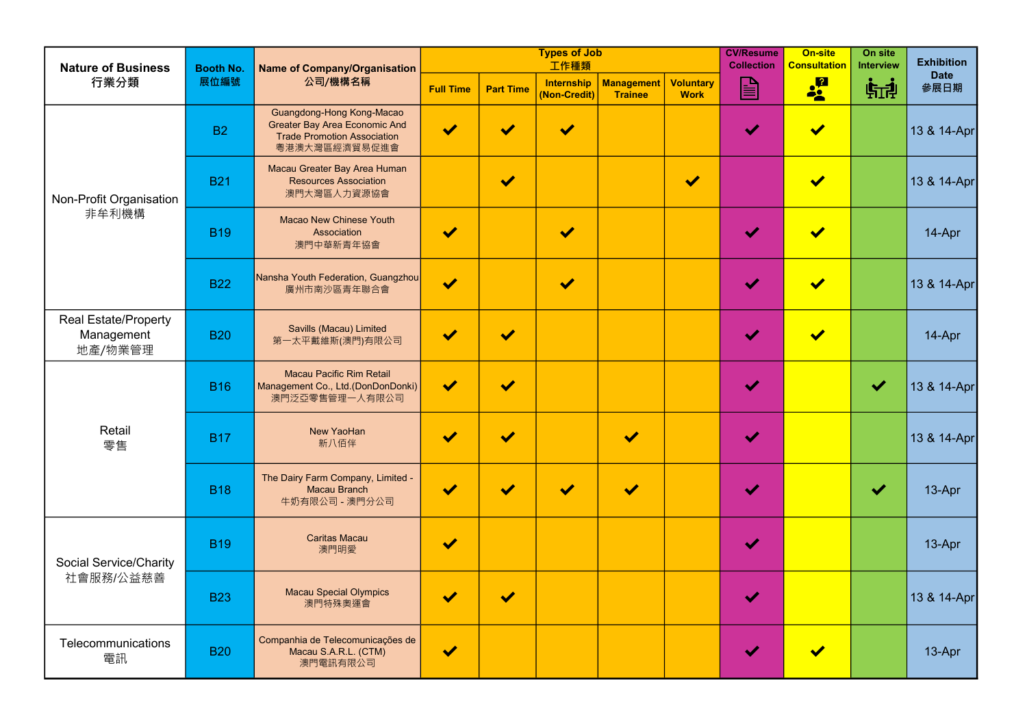| Nature of Business 行業分類 | Booth No. 展位編號 | Name of Company/Organisation 公司/機構名稱 | Types of Job 工作種類 | | | | | CV/Resume Collection | On-site Consultation | On site Interview | Exhibition Date 參展日期 |
|---|---|---|---|---|---|---|---|---|---|---|---|
| | | | Full Time | Part Time | Internship (Non-Credit) | Management Trainee | Voluntary Work | | | | |
| Non-Profit Organisation 非牟利機構 | B2 | Guangdong-Hong Kong-Macao Greater Bay Area Economic And Trade Promotion Association 粵港澳大灣區經濟貿易促進會 | ✔ | ✔ | ✔ | | | ✔ | ✔ | | 13 & 14-Apr |
| | B21 | Macau Greater Bay Area Human Resources Association 澳門大灣區人力資源協會 | | ✔ | | | ✔ | | ✔ | | 13 & 14-Apr |
| | B19 | Macao New Chinese Youth Association 澳門中華新青年協會 | ✔ | | ✔ | | | ✔ | ✔ | | 14-Apr |
| | B22 | Nansha Youth Federation, Guangzhou 廣州市南沙區青年聯合會 | ✔ | | ✔ | | | ✔ | ✔ | | 13 & 14-Apr |
| Real Estate/Property Management 地產/物業管理 | B20 | Savills (Macau) Limited 第一太平戴維斯(澳門)有限公司 | ✔ | ✔ | | | | ✔ | ✔ | | 14-Apr |
| Retail 零售 | B16 | Macau Pacific Rim Retail Management Co., Ltd.(DonDonDonki) 澳門泛亞零售管理一人有限公司 | ✔ | ✔ | | | | ✔ | | ✔ | 13 & 14-Apr |
| | B17 | New YaoHan 新八佰伴 | ✔ | ✔ | | ✔ | | ✔ | | | 13 & 14-Apr |
| | B18 | The Dairy Farm Company, Limited - Macau Branch 牛奶有限公司 - 澳門分公司 | ✔ | ✔ | ✔ | ✔ | | ✔ | | ✔ | 13-Apr |
| Social Service/Charity 社會服務/公益慈善 | B19 | Caritas Macau 澳門明愛 | ✔ | | | | | ✔ | | | 13-Apr |
| | B23 | Macau Special Olympics 澳門特殊奧運會 | ✔ | ✔ | | | | ✔ | | | 13 & 14-Apr |
| Telecommunications 電訊 | B20 | Companhia de Telecomunicações de Macau S.A.R.L. (CTM) 澳門電訊有限公司 | ✔ | | | | | ✔ | ✔ | | 13-Apr |